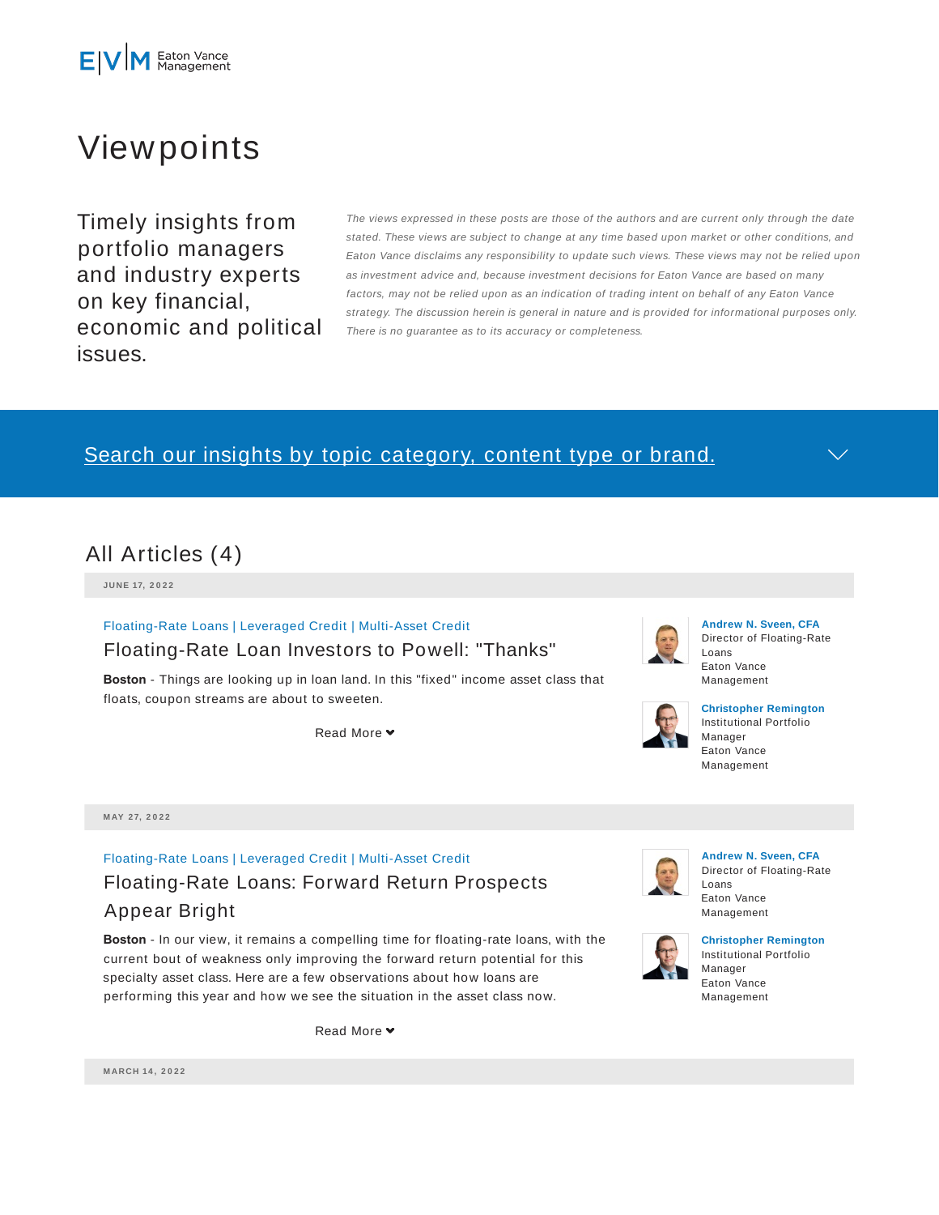Eaton Vance Management

# Viewpoints

Timely insights from portfolio managers and industry experts on key financial, economic and political issues.

*The views expressed in these posts are those of the authors and are current only through the date stated. These views are subject to change at any time based upon market or other conditions, and Eaton Vance disclaims any responsibility to update such views. These views may not be relied upon as investment advice and, because investment decisions for Eaton Vance are based on many factors, may not be relied upon as an indication of trading intent on behalf of any Eaton Vance strategy. The discussion herein is general in nature and is provided for informational purposes only. There is no guarantee as to its accuracy or completeness.*

Search our insights by topic category, content type or brand.

## All Articles (4)

**JUNE 17, 2022**

Floating-Rate Loans | Leveraged Credit | Multi-Asset Credit

### Floating-Rate Loan Investors to Powell: "Thanks"

**Boston** - Things are looking up in loan land. In this "fixed" income asset class that floats, coupon streams are about to sweeten.

Read More

**Andrew N. Sveen, CFA**
Director of Floating-Rate Loans
Eaton Vance Management

**Christopher Remington**
Institutional Portfolio Manager
Eaton Vance Management

**MAY 27, 2022**

Floating-Rate Loans | Leveraged Credit | Multi-Asset Credit

### Floating-Rate Loans: Forward Return Prospects Appear Bright

**Boston** - In our view, it remains a compelling time for floating-rate loans, with the current bout of weakness only improving the forward return potential for this specialty asset class. Here are a few observations about how loans are performing this year and how we see the situation in the asset class now.

Read More

**Andrew N. Sveen, CFA**
Director of Floating-Rate Loans
Eaton Vance Management

**Christopher Remington**
Institutional Portfolio Manager
Eaton Vance Management

**MARCH 14, 2022**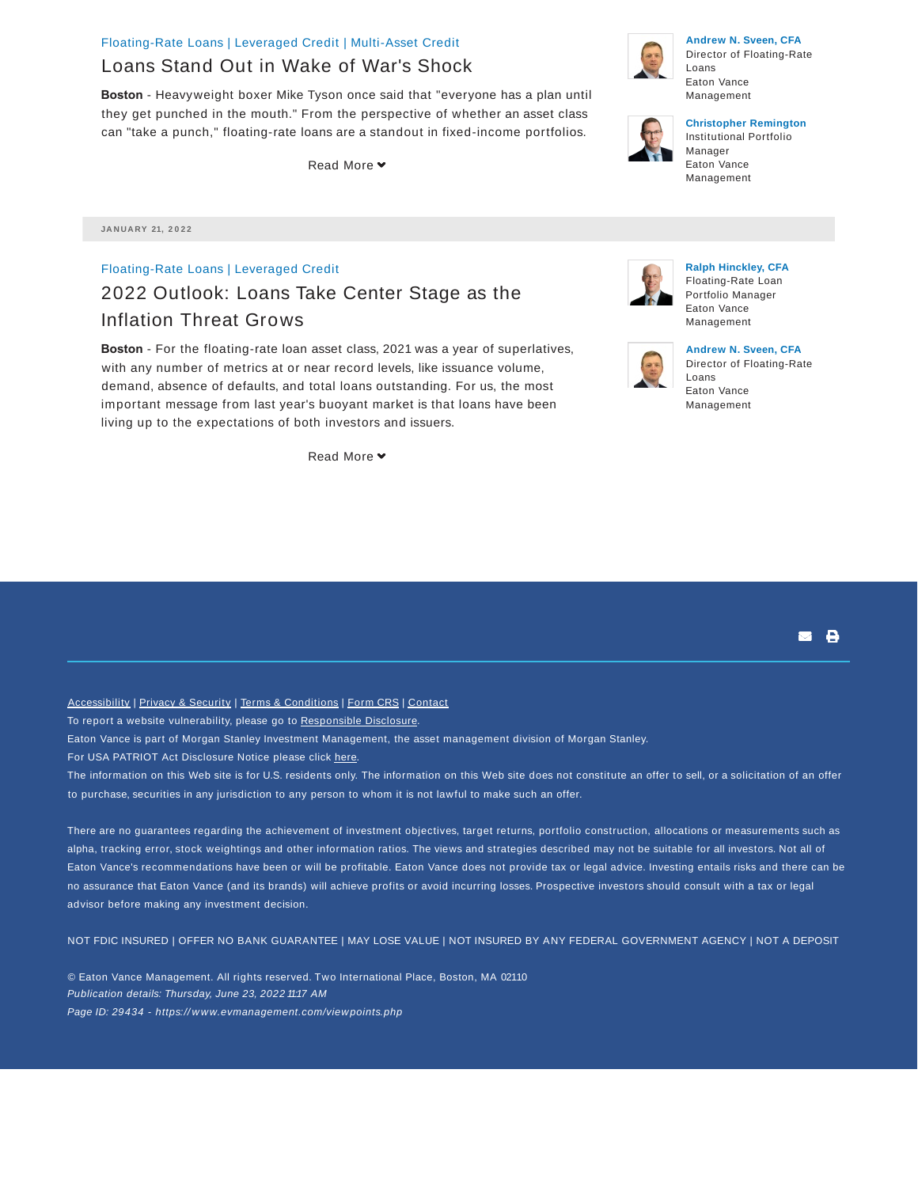Floating-Rate Loans | Leveraged Credit | Multi-Asset Credit

## Loans Stand Out in Wake of War's Shock

**Boston** - Heavyweight boxer Mike Tyson once said that "everyone has a plan until they get punched in the mouth." From the perspective of whether an asset class can "take a punch," floating-rate loans are a standout in fixed-income portfolios.

Read More

**Andrew N. Sveen, CFA**
Director of Floating-Rate Loans
Eaton Vance Management

**Christopher Remington**
Institutional Portfolio Manager
Eaton Vance Management

JANUARY 21, 2022

Floating-Rate Loans | Leveraged Credit

## 2022 Outlook: Loans Take Center Stage as the Inflation Threat Grows

**Boston** - For the floating-rate loan asset class, 2021 was a year of superlatives, with any number of metrics at or near record levels, like issuance volume, demand, absence of defaults, and total loans outstanding. For us, the most important message from last year's buoyant market is that loans have been living up to the expectations of both investors and issuers.

Read More

**Ralph Hinckley, CFA**
Floating-Rate Loan Portfolio Manager
Eaton Vance Management

**Andrew N. Sveen, CFA**
Director of Floating-Rate Loans
Eaton Vance Management

Accessibility | Privacy & Security | Terms & Conditions | Form CRS | Contact

To report a website vulnerability, please go to Responsible Disclosure.

Eaton Vance is part of Morgan Stanley Investment Management, the asset management division of Morgan Stanley.

For USA PATRIOT Act Disclosure Notice please click here.

The information on this Web site is for U.S. residents only. The information on this Web site does not constitute an offer to sell, or a solicitation of an offer to purchase, securities in any jurisdiction to any person to whom it is not lawful to make such an offer.

There are no guarantees regarding the achievement of investment objectives, target returns, portfolio construction, allocations or measurements such as alpha, tracking error, stock weightings and other information ratios. The views and strategies described may not be suitable for all investors. Not all of Eaton Vance's recommendations have been or will be profitable. Eaton Vance does not provide tax or legal advice. Investing entails risks and there can be no assurance that Eaton Vance (and its brands) will achieve profits or avoid incurring losses. Prospective investors should consult with a tax or legal advisor before making any investment decision.

NOT FDIC INSURED | OFFER NO BANK GUARANTEE | MAY LOSE VALUE | NOT INSURED BY ANY FEDERAL GOVERNMENT AGENCY | NOT A DEPOSIT

© Eaton Vance Management. All rights reserved. Two International Place, Boston, MA 02110

*Publication details: Thursday, June 23, 2022 11:17 AM*

*Page ID: 29434 - https://www.evmanagement.com/viewpoints.php*